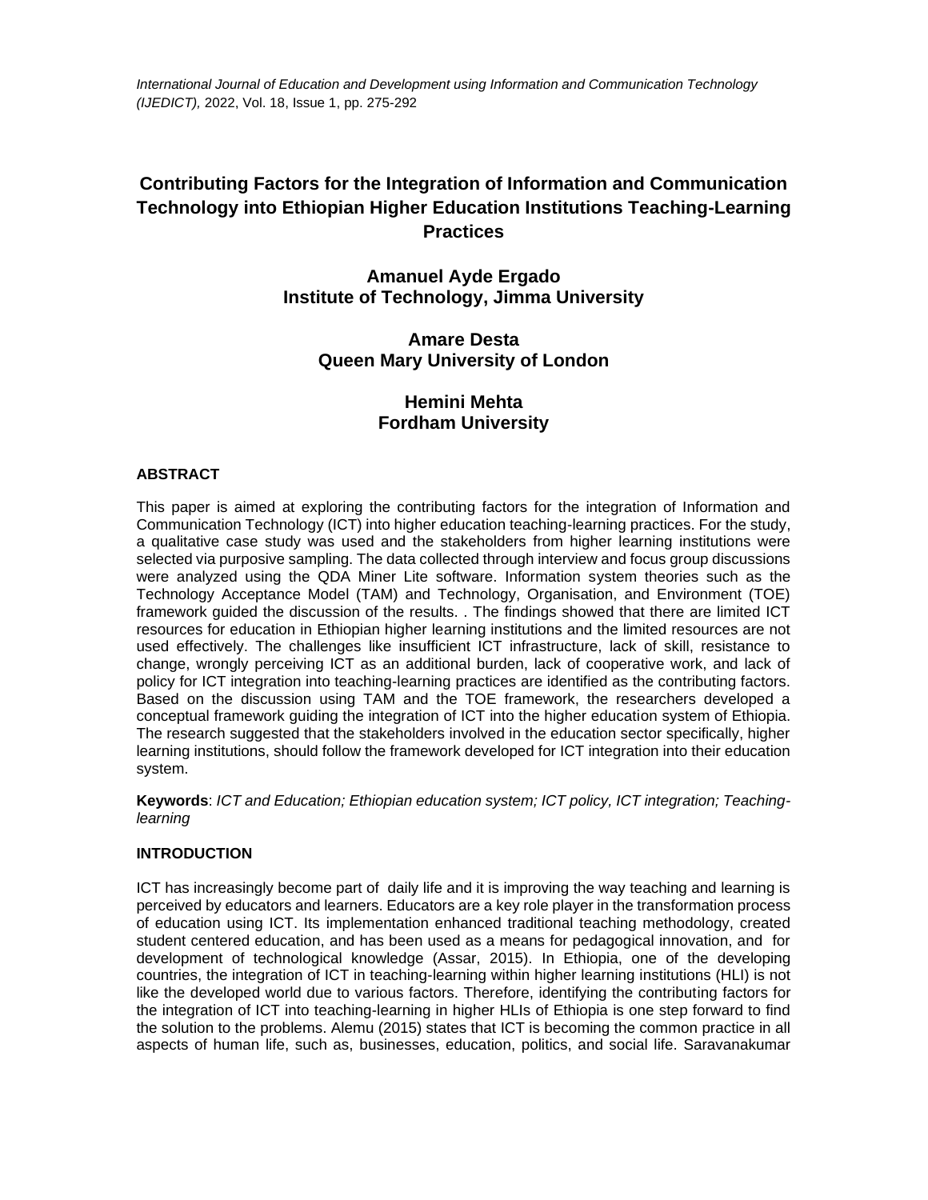# Contributing Factors for the Integration of Information and Communication Technology into Ethiopian Higher Education Institutions Teaching-Learning Practices

**Amanuel Ayde Ergado**
**Institute of Technology, Jimma University**

**Amare Desta**
**Queen Mary University of London**

**Hemini Mehta**
**Fordham University**

## ABSTRACT

This paper is aimed at exploring the contributing factors for the integration of Information and Communication Technology (ICT) into higher education teaching-learning practices. For the study, a qualitative case study was used and the stakeholders from higher learning institutions were selected via purposive sampling. The data collected through interview and focus group discussions were analyzed using the QDA Miner Lite software. Information system theories such as the Technology Acceptance Model (TAM) and Technology, Organisation, and Environment (TOE) framework guided the discussion of the results. . The findings showed that there are limited ICT resources for education in Ethiopian higher learning institutions and the limited resources are not used effectively. The challenges like insufficient ICT infrastructure, lack of skill, resistance to change, wrongly perceiving ICT as an additional burden, lack of cooperative work, and lack of policy for ICT integration into teaching-learning practices are identified as the contributing factors. Based on the discussion using TAM and the TOE framework, the researchers developed a conceptual framework guiding the integration of ICT into the higher education system of Ethiopia. The research suggested that the stakeholders involved in the education sector specifically, higher learning institutions, should follow the framework developed for ICT integration into their education system.

**Keywords**: *ICT and Education; Ethiopian education system; ICT policy, ICT integration; Teaching-learning*

## INTRODUCTION

ICT has increasingly become part of daily life and it is improving the way teaching and learning is perceived by educators and learners. Educators are a key role player in the transformation process of education using ICT. Its implementation enhanced traditional teaching methodology, created student centered education, and has been used as a means for pedagogical innovation, and for development of technological knowledge (Assar, 2015). In Ethiopia, one of the developing countries, the integration of ICT in teaching-learning within higher learning institutions (HLI) is not like the developed world due to various factors. Therefore, identifying the contributing factors for the integration of ICT into teaching-learning in higher HLIs of Ethiopia is one step forward to find the solution to the problems. Alemu (2015) states that ICT is becoming the common practice in all aspects of human life, such as, businesses, education, politics, and social life. Saravanakumar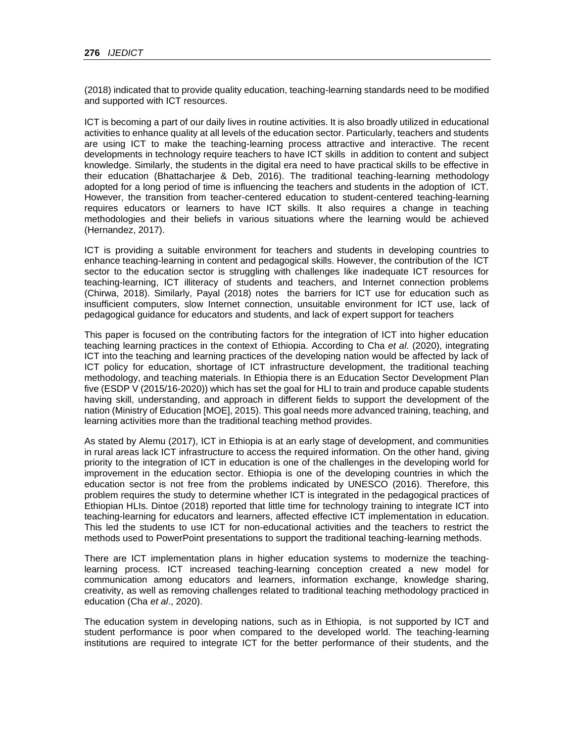(2018) indicated that to provide quality education, teaching-learning standards need to be modified and supported with ICT resources.

ICT is becoming a part of our daily lives in routine activities. It is also broadly utilized in educational activities to enhance quality at all levels of the education sector. Particularly, teachers and students are using ICT to make the teaching-learning process attractive and interactive. The recent developments in technology require teachers to have ICT skills in addition to content and subject knowledge. Similarly, the students in the digital era need to have practical skills to be effective in their education (Bhattacharjee & Deb, 2016). The traditional teaching-learning methodology adopted for a long period of time is influencing the teachers and students in the adoption of ICT. However, the transition from teacher-centered education to student-centered teaching-learning requires educators or learners to have ICT skills. It also requires a change in teaching methodologies and their beliefs in various situations where the learning would be achieved (Hernandez, 2017).

ICT is providing a suitable environment for teachers and students in developing countries to enhance teaching-learning in content and pedagogical skills. However, the contribution of the ICT sector to the education sector is struggling with challenges like inadequate ICT resources for teaching-learning, ICT illiteracy of students and teachers, and Internet connection problems (Chirwa, 2018). Similarly, Payal (2018) notes the barriers for ICT use for education such as insufficient computers, slow Internet connection, unsuitable environment for ICT use, lack of pedagogical guidance for educators and students, and lack of expert support for teachers

This paper is focused on the contributing factors for the integration of ICT into higher education teaching learning practices in the context of Ethiopia. According to Cha *et al*. (2020), integrating ICT into the teaching and learning practices of the developing nation would be affected by lack of ICT policy for education, shortage of ICT infrastructure development, the traditional teaching methodology, and teaching materials. In Ethiopia there is an Education Sector Development Plan five (ESDP V (2015/16-2020)) which has set the goal for HLI to train and produce capable students having skill, understanding, and approach in different fields to support the development of the nation (Ministry of Education [MOE], 2015). This goal needs more advanced training, teaching, and learning activities more than the traditional teaching method provides.

As stated by Alemu (2017), ICT in Ethiopia is at an early stage of development, and communities in rural areas lack ICT infrastructure to access the required information. On the other hand, giving priority to the integration of ICT in education is one of the challenges in the developing world for improvement in the education sector. Ethiopia is one of the developing countries in which the education sector is not free from the problems indicated by UNESCO (2016). Therefore, this problem requires the study to determine whether ICT is integrated in the pedagogical practices of Ethiopian HLIs. Dintoe (2018) reported that little time for technology training to integrate ICT into teaching-learning for educators and learners, affected effective ICT implementation in education. This led the students to use ICT for non-educational activities and the teachers to restrict the methods used to PowerPoint presentations to support the traditional teaching-learning methods.

There are ICT implementation plans in higher education systems to modernize the teaching-learning process. ICT increased teaching-learning conception created a new model for communication among educators and learners, information exchange, knowledge sharing, creativity, as well as removing challenges related to traditional teaching methodology practiced in education (Cha *et al*., 2020).

The education system in developing nations, such as in Ethiopia, is not supported by ICT and student performance is poor when compared to the developed world. The teaching-learning institutions are required to integrate ICT for the better performance of their students, and the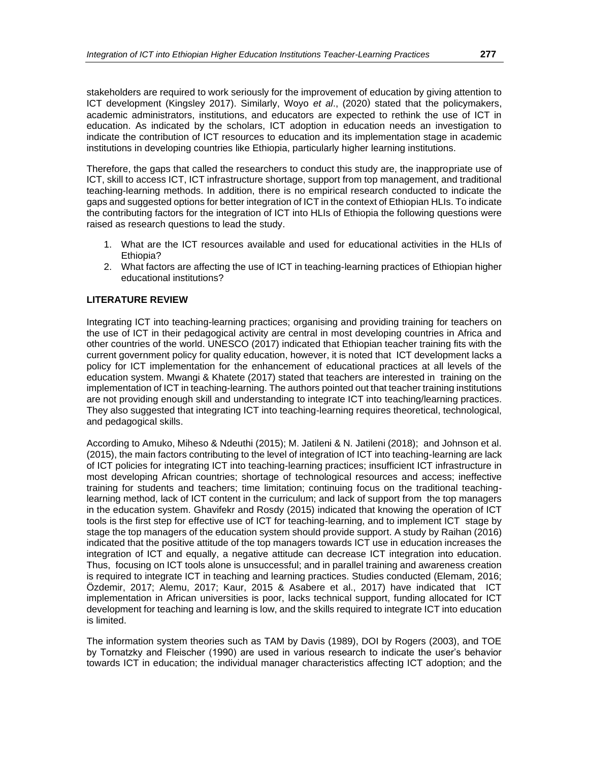stakeholders are required to work seriously for the improvement of education by giving attention to ICT development (Kingsley 2017). Similarly, Woyo *et al*., (2020) stated that the policymakers, academic administrators, institutions, and educators are expected to rethink the use of ICT in education. As indicated by the scholars, ICT adoption in education needs an investigation to indicate the contribution of ICT resources to education and its implementation stage in academic institutions in developing countries like Ethiopia, particularly higher learning institutions.

Therefore, the gaps that called the researchers to conduct this study are, the inappropriate use of ICT, skill to access ICT, ICT infrastructure shortage, support from top management, and traditional teaching-learning methods. In addition, there is no empirical research conducted to indicate the gaps and suggested options for better integration of ICT in the context of Ethiopian HLIs. To indicate the contributing factors for the integration of ICT into HLIs of Ethiopia the following questions were raised as research questions to lead the study.

1. What are the ICT resources available and used for educational activities in the HLIs of Ethiopia?
2. What factors are affecting the use of ICT in teaching-learning practices of Ethiopian higher educational institutions?

## LITERATURE REVIEW

Integrating ICT into teaching-learning practices; organising and providing training for teachers on the use of ICT in their pedagogical activity are central in most developing countries in Africa and other countries of the world. UNESCO (2017) indicated that Ethiopian teacher training fits with the current government policy for quality education, however, it is noted that ICT development lacks a policy for ICT implementation for the enhancement of educational practices at all levels of the education system. Mwangi & Khatete (2017) stated that teachers are interested in training on the implementation of ICT in teaching-learning. The authors pointed out that teacher training institutions are not providing enough skill and understanding to integrate ICT into teaching/learning practices. They also suggested that integrating ICT into teaching-learning requires theoretical, technological, and pedagogical skills.

According to Amuko, Miheso & Ndeuthi (2015); M. Jatileni & N. Jatileni (2018); and Johnson et al. (2015), the main factors contributing to the level of integration of ICT into teaching-learning are lack of ICT policies for integrating ICT into teaching-learning practices; insufficient ICT infrastructure in most developing African countries; shortage of technological resources and access; ineffective training for students and teachers; time limitation; continuing focus on the traditional teaching-learning method, lack of ICT content in the curriculum; and lack of support from the top managers in the education system. Ghavifekr and Rosdy (2015) indicated that knowing the operation of ICT tools is the first step for effective use of ICT for teaching-learning, and to implement ICT stage by stage the top managers of the education system should provide support. A study by Raihan (2016) indicated that the positive attitude of the top managers towards ICT use in education increases the integration of ICT and equally, a negative attitude can decrease ICT integration into education. Thus, focusing on ICT tools alone is unsuccessful; and in parallel training and awareness creation is required to integrate ICT in teaching and learning practices. Studies conducted (Elemam, 2016; Özdemir, 2017; Alemu, 2017; Kaur, 2015 & Asabere et al., 2017) have indicated that ICT implementation in African universities is poor, lacks technical support, funding allocated for ICT development for teaching and learning is low, and the skills required to integrate ICT into education is limited.

The information system theories such as TAM by Davis (1989), DOI by Rogers (2003), and TOE by Tornatzky and Fleischer (1990) are used in various research to indicate the user's behavior towards ICT in education; the individual manager characteristics affecting ICT adoption; and the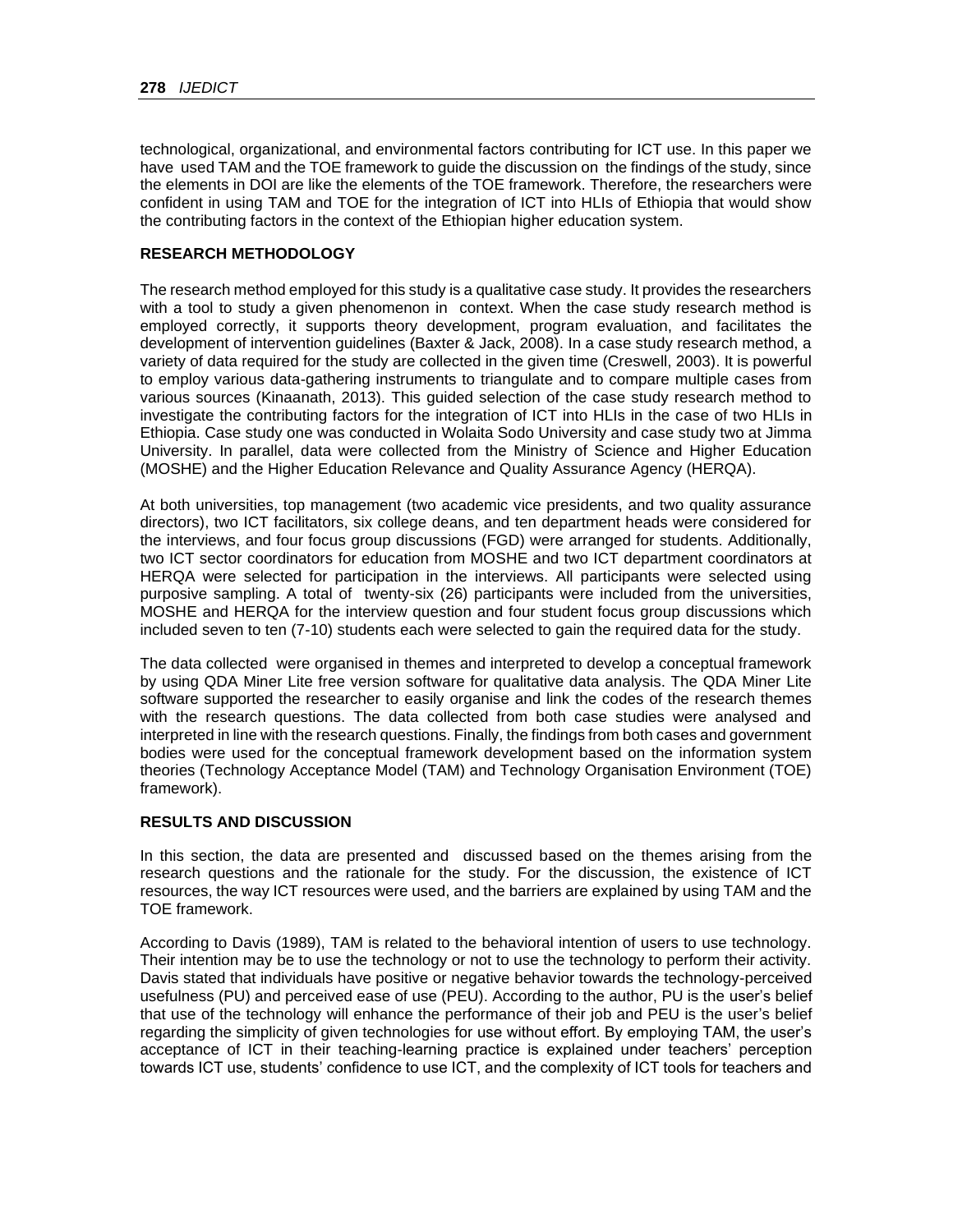technological, organizational, and environmental factors contributing for ICT use. In this paper we have used TAM and the TOE framework to guide the discussion on the findings of the study, since the elements in DOI are like the elements of the TOE framework. Therefore, the researchers were confident in using TAM and TOE for the integration of ICT into HLIs of Ethiopia that would show the contributing factors in the context of the Ethiopian higher education system.

## RESEARCH METHODOLOGY

The research method employed for this study is a qualitative case study. It provides the researchers with a tool to study a given phenomenon in context. When the case study research method is employed correctly, it supports theory development, program evaluation, and facilitates the development of intervention guidelines (Baxter & Jack, 2008). In a case study research method, a variety of data required for the study are collected in the given time (Creswell, 2003). It is powerful to employ various data-gathering instruments to triangulate and to compare multiple cases from various sources (Kinaanath, 2013). This guided selection of the case study research method to investigate the contributing factors for the integration of ICT into HLIs in the case of two HLIs in Ethiopia. Case study one was conducted in Wolaita Sodo University and case study two at Jimma University. In parallel, data were collected from the Ministry of Science and Higher Education (MOSHE) and the Higher Education Relevance and Quality Assurance Agency (HERQA).

At both universities, top management (two academic vice presidents, and two quality assurance directors), two ICT facilitators, six college deans, and ten department heads were considered for the interviews, and four focus group discussions (FGD) were arranged for students. Additionally, two ICT sector coordinators for education from MOSHE and two ICT department coordinators at HERQA were selected for participation in the interviews. All participants were selected using purposive sampling. A total of twenty-six (26) participants were included from the universities, MOSHE and HERQA for the interview question and four student focus group discussions which included seven to ten (7-10) students each were selected to gain the required data for the study.

The data collected were organised in themes and interpreted to develop a conceptual framework by using QDA Miner Lite free version software for qualitative data analysis. The QDA Miner Lite software supported the researcher to easily organise and link the codes of the research themes with the research questions. The data collected from both case studies were analysed and interpreted in line with the research questions. Finally, the findings from both cases and government bodies were used for the conceptual framework development based on the information system theories (Technology Acceptance Model (TAM) and Technology Organisation Environment (TOE) framework).

## RESULTS AND DISCUSSION

In this section, the data are presented and discussed based on the themes arising from the research questions and the rationale for the study. For the discussion, the existence of ICT resources, the way ICT resources were used, and the barriers are explained by using TAM and the TOE framework.

According to Davis (1989), TAM is related to the behavioral intention of users to use technology. Their intention may be to use the technology or not to use the technology to perform their activity. Davis stated that individuals have positive or negative behavior towards the technology-perceived usefulness (PU) and perceived ease of use (PEU). According to the author, PU is the user's belief that use of the technology will enhance the performance of their job and PEU is the user's belief regarding the simplicity of given technologies for use without effort. By employing TAM, the user's acceptance of ICT in their teaching-learning practice is explained under teachers' perception towards ICT use, students' confidence to use ICT, and the complexity of ICT tools for teachers and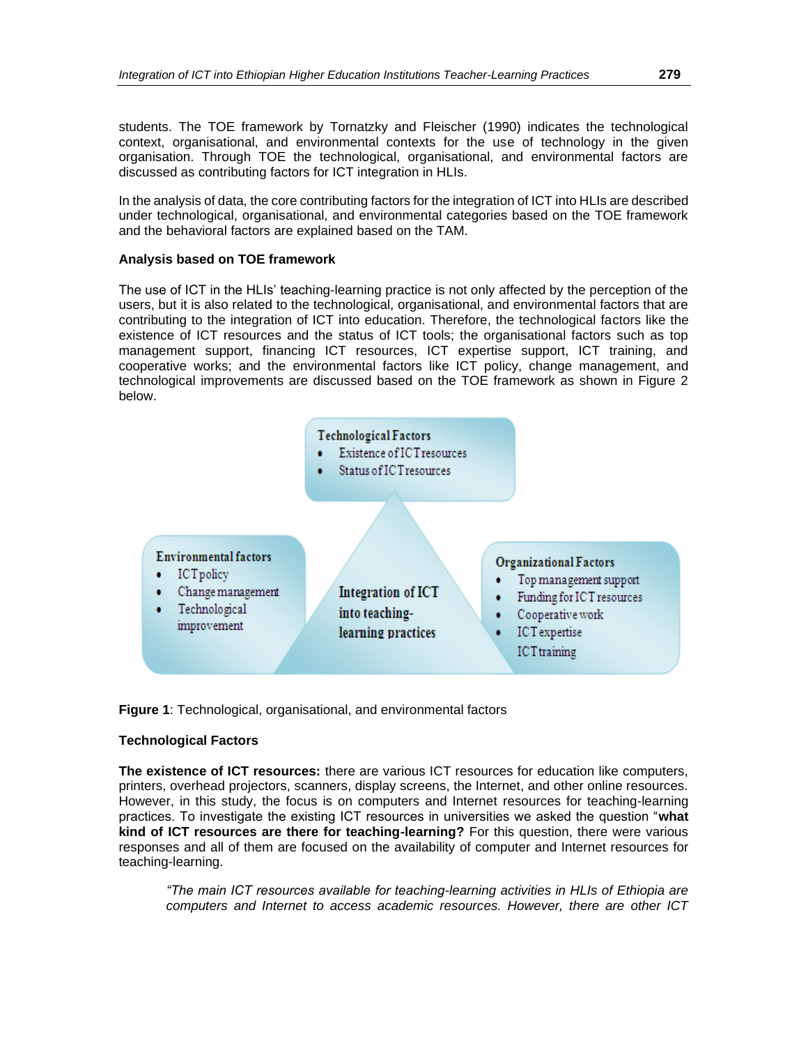students. The TOE framework by Tornatzky and Fleischer (1990) indicates the technological context, organisational, and environmental contexts for the use of technology in the given organisation. Through TOE the technological, organisational, and environmental factors are discussed as contributing factors for ICT integration in HLIs.

In the analysis of data, the core contributing factors for the integration of ICT into HLIs are described under technological, organisational, and environmental categories based on the TOE framework and the behavioral factors are explained based on the TAM.

**Analysis based on TOE framework**

The use of ICT in the HLIs' teaching-learning practice is not only affected by the perception of the users, but it is also related to the technological, organisational, and environmental factors that are contributing to the integration of ICT into education. Therefore, the technological factors like the existence of ICT resources and the status of ICT tools; the organisational factors such as top management support, financing ICT resources, ICT expertise support, ICT training, and cooperative works; and the environmental factors like ICT policy, change management, and technological improvements are discussed based on the TOE framework as shown in Figure 2 below.

**Technological Factors**
- Existence of ICT resources
- Status of ICT resources

**Environmental factors**
- ICT policy
- Change management
- Technological improvement

**Integration of ICT into teaching-learning practices**

**Organizational Factors**
- Top management support
- Funding for ICT resources
- Cooperative work
- ICT expertise
- ICT training

**Figure 1**: Technological, organisational, and environmental factors

**Technological Factors**

**The existence of ICT resources:** there are various ICT resources for education like computers, printers, overhead projectors, scanners, display screens, the Internet, and other online resources. However, in this study, the focus is on computers and Internet resources for teaching-learning practices. To investigate the existing ICT resources in universities we asked the question "**what kind of ICT resources are there for teaching-learning?** For this question, there were various responses and all of them are focused on the availability of computer and Internet resources for teaching-learning.

> *"The main ICT resources available for teaching-learning activities in HLIs of Ethiopia are computers and Internet to access academic resources. However, there are other ICT*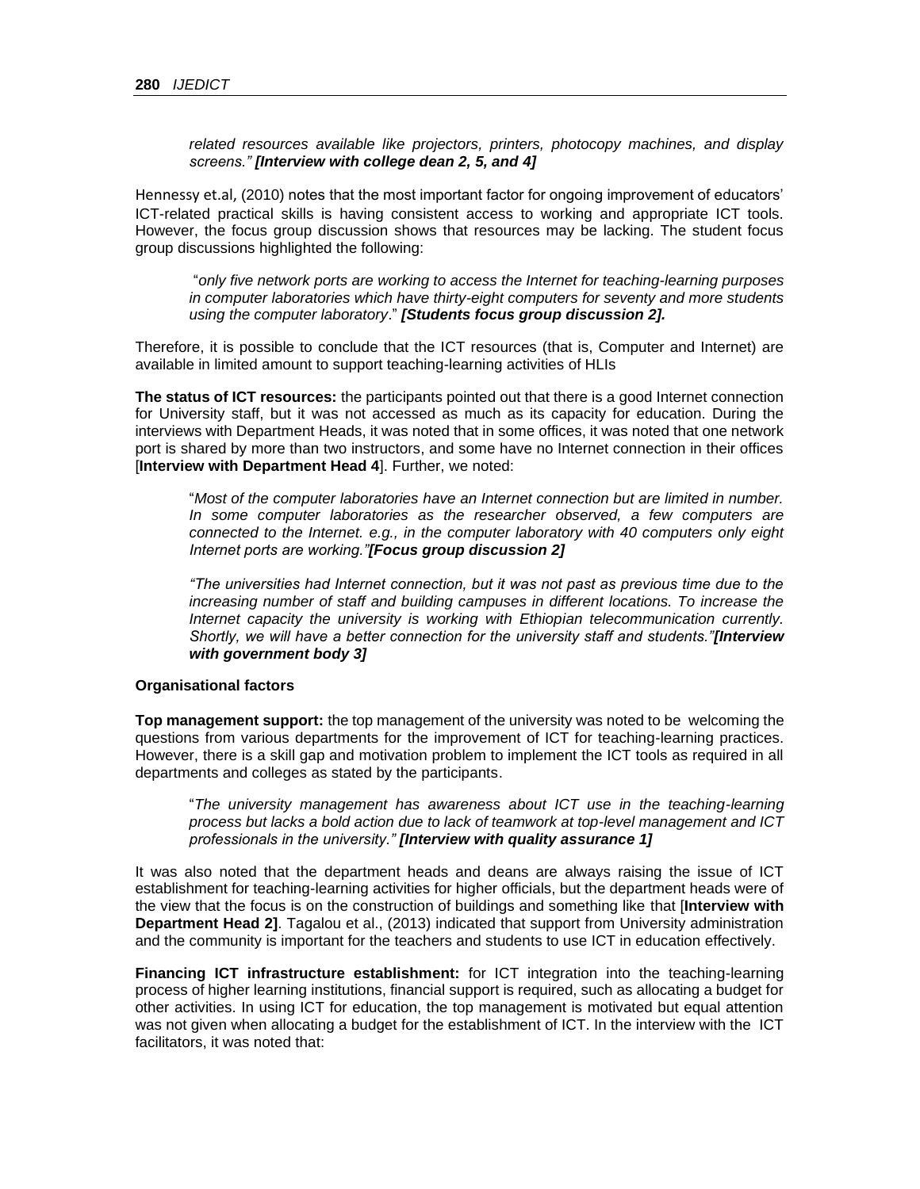*related resources available like projectors, printers, photocopy machines, and display screens." **[Interview with college dean 2, 5, and 4]***

Hennessy et.al, (2010) notes that the most important factor for ongoing improvement of educators' ICT-related practical skills is having consistent access to working and appropriate ICT tools. However, the focus group discussion shows that resources may be lacking. The student focus group discussions highlighted the following:

> "*only five network ports are working to access the Internet for teaching-learning purposes in computer laboratories which have thirty-eight computers for seventy and more students using the computer laboratory*." ***[Students focus group discussion 2].***

Therefore, it is possible to conclude that the ICT resources (that is, Computer and Internet) are available in limited amount to support teaching-learning activities of HLIs

**The status of ICT resources:** the participants pointed out that there is a good Internet connection for University staff, but it was not accessed as much as its capacity for education. During the interviews with Department Heads, it was noted that in some offices, it was noted that one network port is shared by more than two instructors, and some have no Internet connection in their offices [**Interview with Department Head 4**]. Further, we noted:

> "*Most of the computer laboratories have an Internet connection but are limited in number. In some computer laboratories as the researcher observed, a few computers are connected to the Internet. e.g., in the computer laboratory with 40 computers only eight Internet ports are working."**[Focus group discussion 2]***

> *"The universities had Internet connection, but it was not past as previous time due to the increasing number of staff and building campuses in different locations. To increase the Internet capacity the university is working with Ethiopian telecommunication currently. Shortly, we will have a better connection for the university staff and students."**[Interview with government body 3]***

**Organisational factors**

**Top management support:** the top management of the university was noted to be welcoming the questions from various departments for the improvement of ICT for teaching-learning practices. However, there is a skill gap and motivation problem to implement the ICT tools as required in all departments and colleges as stated by the participants.

> "*The university management has awareness about ICT use in the teaching-learning process but lacks a bold action due to lack of teamwork at top-level management and ICT professionals in the university." **[Interview with quality assurance 1]***

It was also noted that the department heads and deans are always raising the issue of ICT establishment for teaching-learning activities for higher officials, but the department heads were of the view that the focus is on the construction of buildings and something like that [**Interview with Department Head 2]**. Tagalou et al., (2013) indicated that support from University administration and the community is important for the teachers and students to use ICT in education effectively.

**Financing ICT infrastructure establishment:** for ICT integration into the teaching-learning process of higher learning institutions, financial support is required, such as allocating a budget for other activities. In using ICT for education, the top management is motivated but equal attention was not given when allocating a budget for the establishment of ICT. In the interview with the ICT facilitators, it was noted that: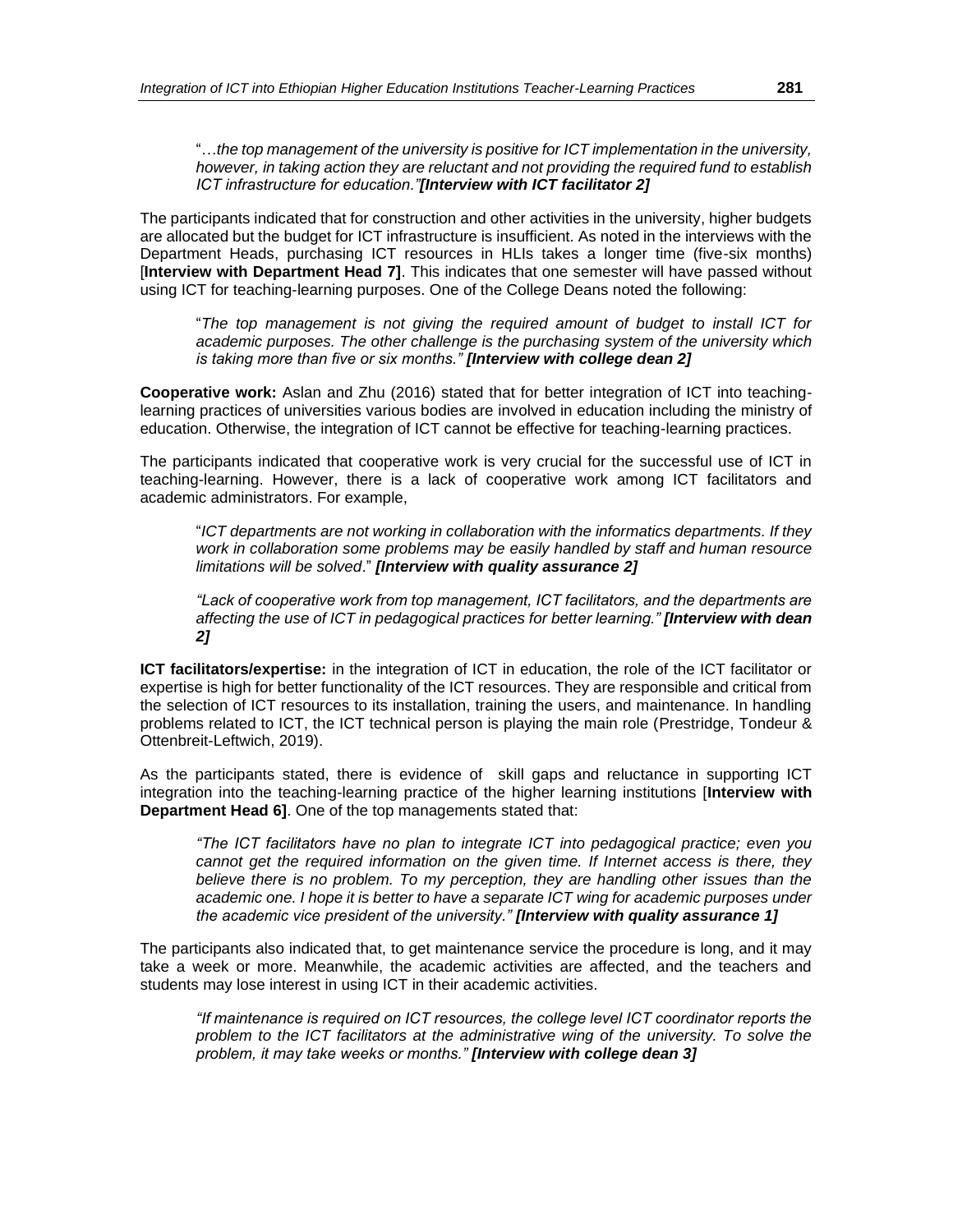"…*the top management of the university is positive for ICT implementation in the university, however, in taking action they are reluctant and not providing the required fund to establish ICT infrastructure for education."* ***[Interview with ICT facilitator 2]***

The participants indicated that for construction and other activities in the university, higher budgets are allocated but the budget for ICT infrastructure is insufficient. As noted in the interviews with the Department Heads, purchasing ICT resources in HLIs takes a longer time (five-six months) [**Interview with Department Head 7]**. This indicates that one semester will have passed without using ICT for teaching-learning purposes. One of the College Deans noted the following:

"*The top management is not giving the required amount of budget to install ICT for academic purposes. The other challenge is the purchasing system of the university which is taking more than five or six months." **[Interview with college dean 2]***

**Cooperative work:** Aslan and Zhu (2016) stated that for better integration of ICT into teaching-learning practices of universities various bodies are involved in education including the ministry of education. Otherwise, the integration of ICT cannot be effective for teaching-learning practices.

The participants indicated that cooperative work is very crucial for the successful use of ICT in teaching-learning. However, there is a lack of cooperative work among ICT facilitators and academic administrators. For example,

"*ICT departments are not working in collaboration with the informatics departments. If they work in collaboration some problems may be easily handled by staff and human resource limitations will be solved*." ***[Interview with quality assurance 2]***

*"Lack of cooperative work from top management, ICT facilitators, and the departments are affecting the use of ICT in pedagogical practices for better learning."* ***[Interview with dean 2]***

**ICT facilitators/expertise:** in the integration of ICT in education, the role of the ICT facilitator or expertise is high for better functionality of the ICT resources. They are responsible and critical from the selection of ICT resources to its installation, training the users, and maintenance. In handling problems related to ICT, the ICT technical person is playing the main role (Prestridge, Tondeur & Ottenbreit-Leftwich, 2019).

As the participants stated, there is evidence of skill gaps and reluctance in supporting ICT integration into the teaching-learning practice of the higher learning institutions [**Interview with Department Head 6]**. One of the top managements stated that:

*"The ICT facilitators have no plan to integrate ICT into pedagogical practice; even you cannot get the required information on the given time. If Internet access is there, they believe there is no problem. To my perception, they are handling other issues than the academic one. I hope it is better to have a separate ICT wing for academic purposes under the academic vice president of the university."* ***[Interview with quality assurance 1]***

The participants also indicated that, to get maintenance service the procedure is long, and it may take a week or more. Meanwhile, the academic activities are affected, and the teachers and students may lose interest in using ICT in their academic activities.

*"If maintenance is required on ICT resources, the college level ICT coordinator reports the problem to the ICT facilitators at the administrative wing of the university. To solve the problem, it may take weeks or months."* ***[Interview with college dean 3]***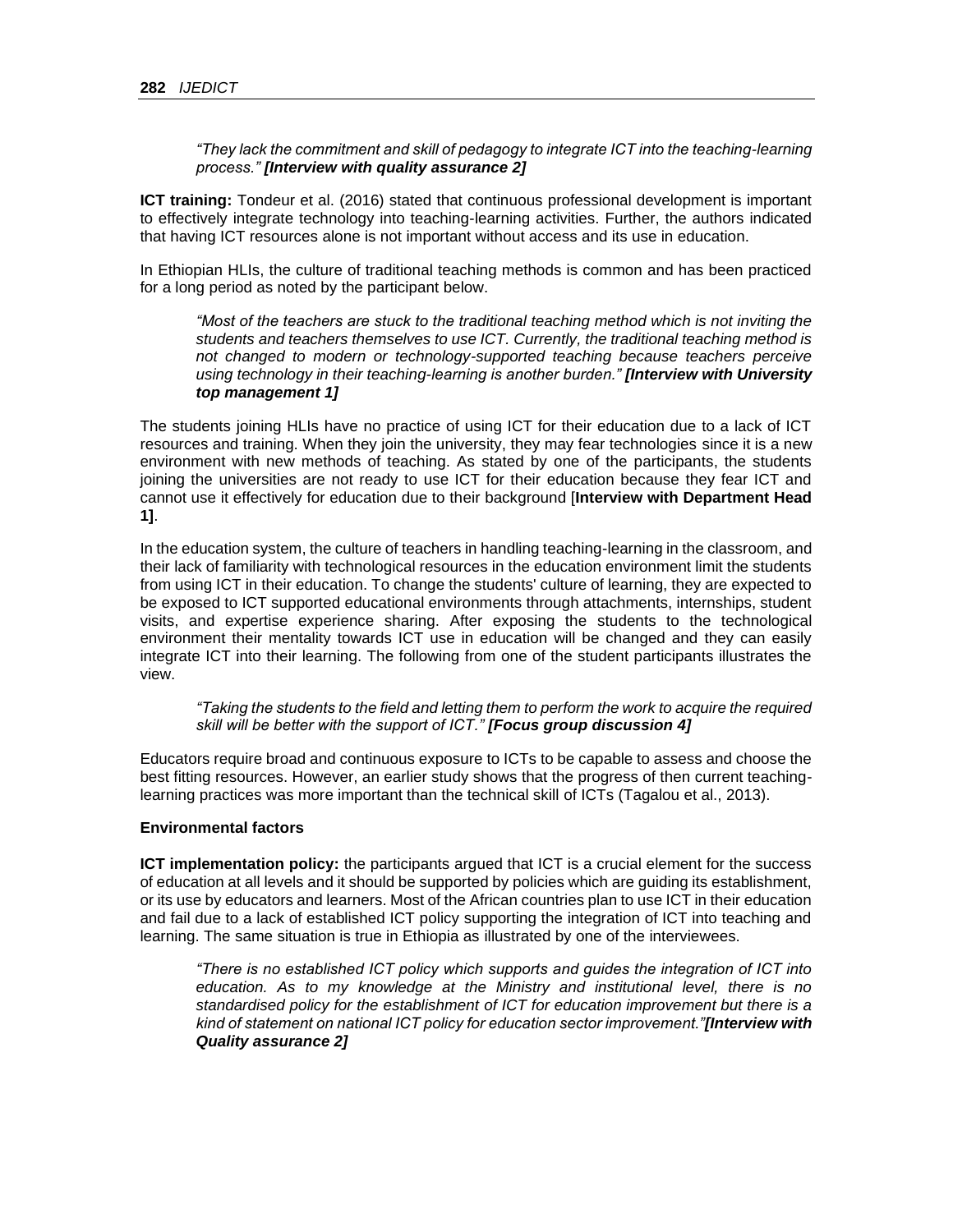> *"They lack the commitment and skill of pedagogy to integrate ICT into the teaching-learning process."* ***[Interview with quality assurance 2]***

**ICT training:** Tondeur et al. (2016) stated that continuous professional development is important to effectively integrate technology into teaching-learning activities. Further, the authors indicated that having ICT resources alone is not important without access and its use in education.

In Ethiopian HLIs, the culture of traditional teaching methods is common and has been practiced for a long period as noted by the participant below.

> *"Most of the teachers are stuck to the traditional teaching method which is not inviting the students and teachers themselves to use ICT. Currently, the traditional teaching method is not changed to modern or technology-supported teaching because teachers perceive using technology in their teaching-learning is another burden."* ***[Interview with University top management 1]***

The students joining HLIs have no practice of using ICT for their education due to a lack of ICT resources and training. When they join the university, they may fear technologies since it is a new environment with new methods of teaching. As stated by one of the participants, the students joining the universities are not ready to use ICT for their education because they fear ICT and cannot use it effectively for education due to their background [**Interview with Department Head 1]**.

In the education system, the culture of teachers in handling teaching-learning in the classroom, and their lack of familiarity with technological resources in the education environment limit the students from using ICT in their education. To change the students' culture of learning, they are expected to be exposed to ICT supported educational environments through attachments, internships, student visits, and expertise experience sharing. After exposing the students to the technological environment their mentality towards ICT use in education will be changed and they can easily integrate ICT into their learning. The following from one of the student participants illustrates the view.

> *"Taking the students to the field and letting them to perform the work to acquire the required skill will be better with the support of ICT."* ***[Focus group discussion 4]***

Educators require broad and continuous exposure to ICTs to be capable to assess and choose the best fitting resources. However, an earlier study shows that the progress of then current teaching-learning practices was more important than the technical skill of ICTs (Tagalou et al., 2013).

**Environmental factors**

**ICT implementation policy:** the participants argued that ICT is a crucial element for the success of education at all levels and it should be supported by policies which are guiding its establishment, or its use by educators and learners. Most of the African countries plan to use ICT in their education and fail due to a lack of established ICT policy supporting the integration of ICT into teaching and learning. The same situation is true in Ethiopia as illustrated by one of the interviewees.

> *"There is no established ICT policy which supports and guides the integration of ICT into education. As to my knowledge at the Ministry and institutional level, there is no standardised policy for the establishment of ICT for education improvement but there is a kind of statement on national ICT policy for education sector improvement."****[Interview with Quality assurance 2]***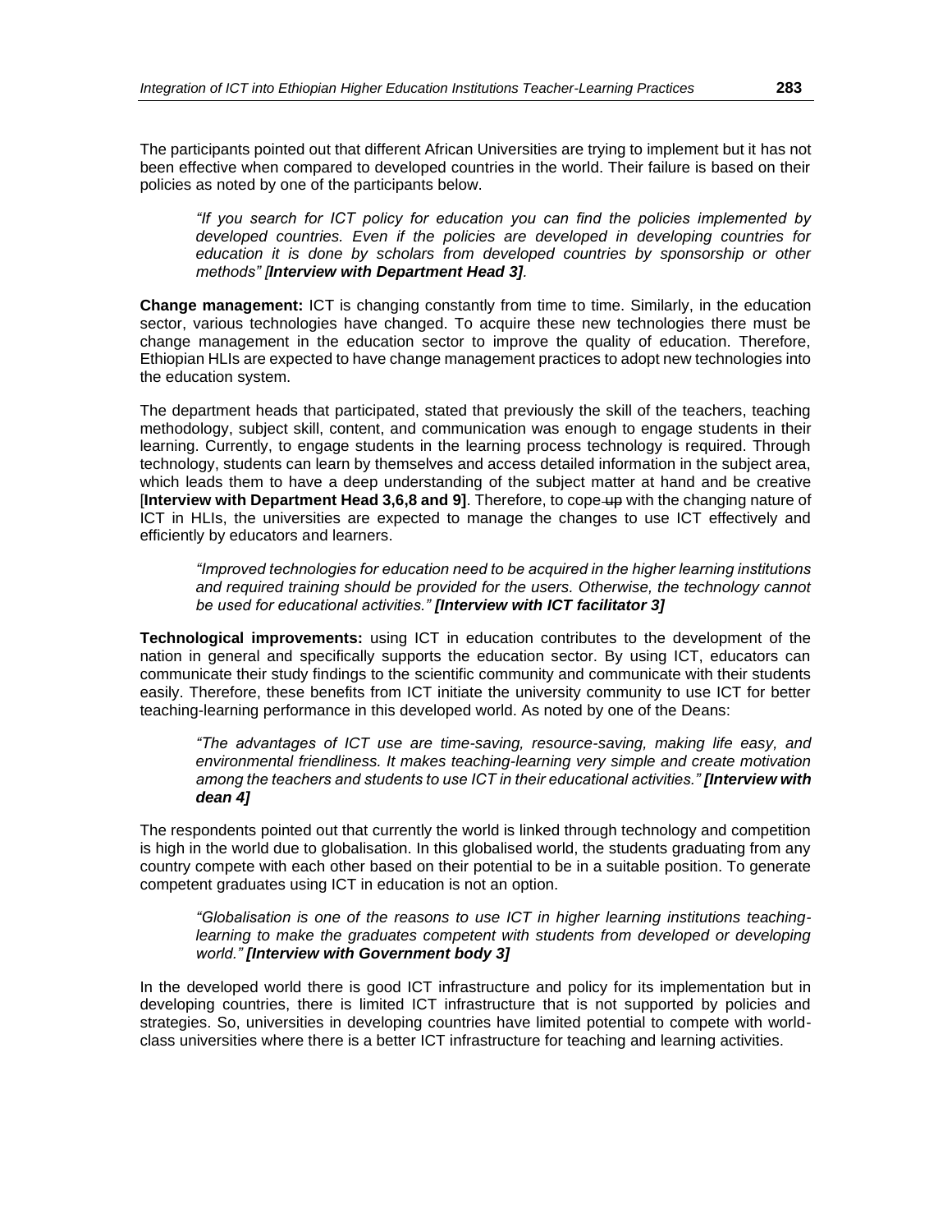The participants pointed out that different African Universities are trying to implement but it has not been effective when compared to developed countries in the world. Their failure is based on their policies as noted by one of the participants below.

> *"If you search for ICT policy for education you can find the policies implemented by developed countries. Even if the policies are developed in developing countries for education it is done by scholars from developed countries by sponsorship or other methods" [**Interview with Department Head 3]**.*

**Change management:** ICT is changing constantly from time to time. Similarly, in the education sector, various technologies have changed. To acquire these new technologies there must be change management in the education sector to improve the quality of education. Therefore, Ethiopian HLIs are expected to have change management practices to adopt new technologies into the education system.

The department heads that participated, stated that previously the skill of the teachers, teaching methodology, subject skill, content, and communication was enough to engage students in their learning. Currently, to engage students in the learning process technology is required. Through technology, students can learn by themselves and access detailed information in the subject area, which leads them to have a deep understanding of the subject matter at hand and be creative [**Interview with Department Head 3,6,8 and 9]**. Therefore, to cope ~~up~~ with the changing nature of ICT in HLIs, the universities are expected to manage the changes to use ICT effectively and efficiently by educators and learners.

> *"Improved technologies for education need to be acquired in the higher learning institutions and required training should be provided for the users. Otherwise, the technology cannot be used for educational activities." **[Interview with ICT facilitator 3]***

**Technological improvements:** using ICT in education contributes to the development of the nation in general and specifically supports the education sector. By using ICT, educators can communicate their study findings to the scientific community and communicate with their students easily. Therefore, these benefits from ICT initiate the university community to use ICT for better teaching-learning performance in this developed world. As noted by one of the Deans:

> *"The advantages of ICT use are time-saving, resource-saving, making life easy, and environmental friendliness. It makes teaching-learning very simple and create motivation among the teachers and students to use ICT in their educational activities." **[Interview with dean 4]***

The respondents pointed out that currently the world is linked through technology and competition is high in the world due to globalisation. In this globalised world, the students graduating from any country compete with each other based on their potential to be in a suitable position. To generate competent graduates using ICT in education is not an option.

> *"Globalisation is one of the reasons to use ICT in higher learning institutions teaching-learning to make the graduates competent with students from developed or developing world." **[Interview with Government body 3]***

In the developed world there is good ICT infrastructure and policy for its implementation but in developing countries, there is limited ICT infrastructure that is not supported by policies and strategies. So, universities in developing countries have limited potential to compete with world-class universities where there is a better ICT infrastructure for teaching and learning activities.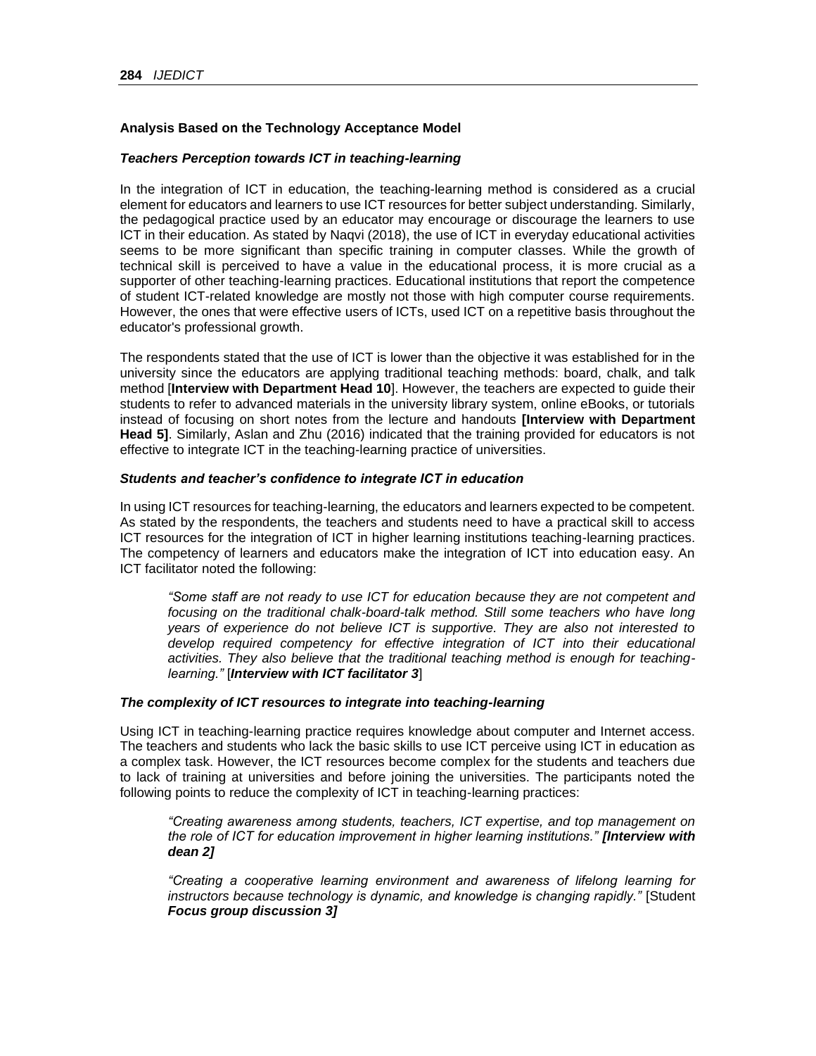### Analysis Based on the Technology Acceptance Model

#### *Teachers Perception towards ICT in teaching-learning*

In the integration of ICT in education, the teaching-learning method is considered as a crucial element for educators and learners to use ICT resources for better subject understanding. Similarly, the pedagogical practice used by an educator may encourage or discourage the learners to use ICT in their education. As stated by Naqvi (2018), the use of ICT in everyday educational activities seems to be more significant than specific training in computer classes. While the growth of technical skill is perceived to have a value in the educational process, it is more crucial as a supporter of other teaching-learning practices. Educational institutions that report the competence of student ICT-related knowledge are mostly not those with high computer course requirements. However, the ones that were effective users of ICTs, used ICT on a repetitive basis throughout the educator's professional growth.

The respondents stated that the use of ICT is lower than the objective it was established for in the university since the educators are applying traditional teaching methods: board, chalk, and talk method [**Interview with Department Head 10**]. However, the teachers are expected to guide their students to refer to advanced materials in the university library system, online eBooks, or tutorials instead of focusing on short notes from the lecture and handouts **[Interview with Department Head 5]**. Similarly, Aslan and Zhu (2016) indicated that the training provided for educators is not effective to integrate ICT in the teaching-learning practice of universities.

#### *Students and teacher's confidence to integrate ICT in education*

In using ICT resources for teaching-learning, the educators and learners expected to be competent. As stated by the respondents, the teachers and students need to have a practical skill to access ICT resources for the integration of ICT in higher learning institutions teaching-learning practices. The competency of learners and educators make the integration of ICT into education easy. An ICT facilitator noted the following:

> *"Some staff are not ready to use ICT for education because they are not competent and focusing on the traditional chalk-board-talk method. Still some teachers who have long years of experience do not believe ICT is supportive. They are also not interested to develop required competency for effective integration of ICT into their educational activities. They also believe that the traditional teaching method is enough for teaching-learning."* [***Interview with ICT facilitator 3***]

#### *The complexity of ICT resources to integrate into teaching-learning*

Using ICT in teaching-learning practice requires knowledge about computer and Internet access. The teachers and students who lack the basic skills to use ICT perceive using ICT in education as a complex task. However, the ICT resources become complex for the students and teachers due to lack of training at universities and before joining the universities. The participants noted the following points to reduce the complexity of ICT in teaching-learning practices:

> *"Creating awareness among students, teachers, ICT expertise, and top management on the role of ICT for education improvement in higher learning institutions."* ***[Interview with dean 2]***

> *"Creating a cooperative learning environment and awareness of lifelong learning for instructors because technology is dynamic, and knowledge is changing rapidly."* [Student ***Focus group discussion 3]***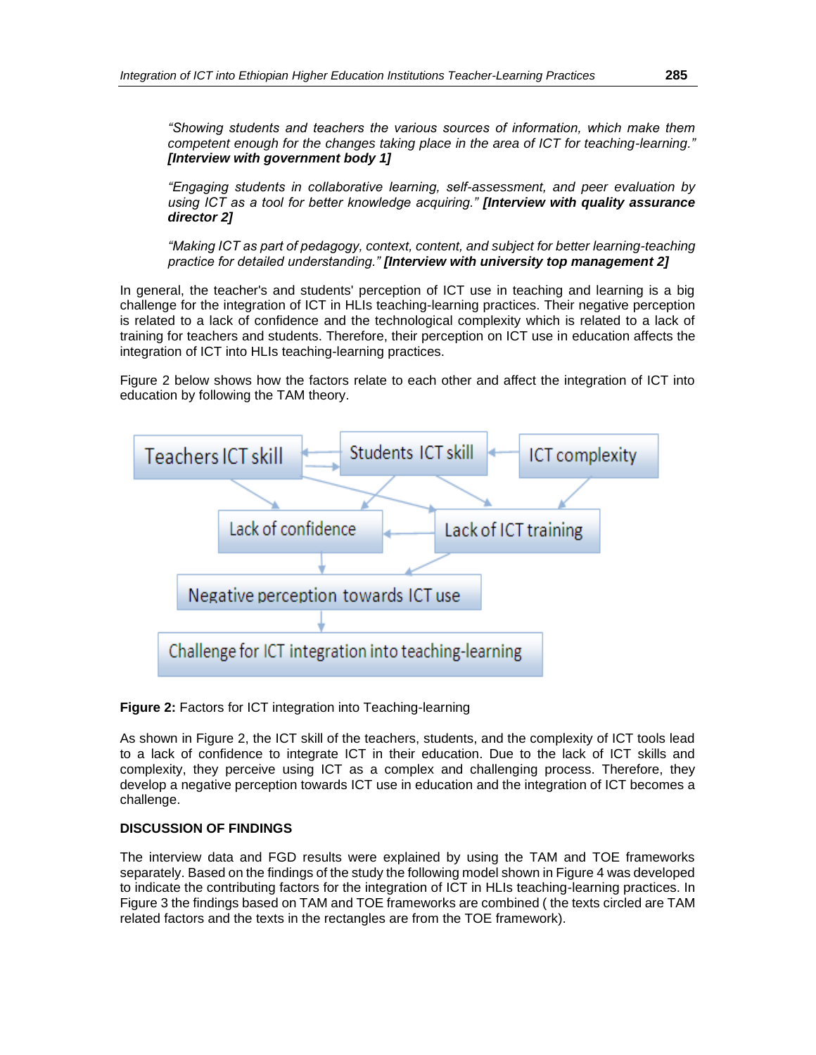*"Showing students and teachers the various sources of information, which make them competent enough for the changes taking place in the area of ICT for teaching-learning."* ***[Interview with government body 1]***

*"Engaging students in collaborative learning, self-assessment, and peer evaluation by using ICT as a tool for better knowledge acquiring."* ***[Interview with quality assurance director 2]***

*"Making ICT as part of pedagogy, context, content, and subject for better learning-teaching practice for detailed understanding."* ***[Interview with university top management 2]***

In general, the teacher's and students' perception of ICT use in teaching and learning is a big challenge for the integration of ICT in HLIs teaching-learning practices. Their negative perception is related to a lack of confidence and the technological complexity which is related to a lack of training for teachers and students. Therefore, their perception on ICT use in education affects the integration of ICT into HLIs teaching-learning practices.

Figure 2 below shows how the factors relate to each other and affect the integration of ICT into education by following the TAM theory.

**Figure 2:** Factors for ICT integration into Teaching-learning

As shown in Figure 2, the ICT skill of the teachers, students, and the complexity of ICT tools lead to a lack of confidence to integrate ICT in their education. Due to the lack of ICT skills and complexity, they perceive using ICT as a complex and challenging process. Therefore, they develop a negative perception towards ICT use in education and the integration of ICT becomes a challenge.

## DISCUSSION OF FINDINGS

The interview data and FGD results were explained by using the TAM and TOE frameworks separately. Based on the findings of the study the following model shown in Figure 4 was developed to indicate the contributing factors for the integration of ICT in HLIs teaching-learning practices. In Figure 3 the findings based on TAM and TOE frameworks are combined ( the texts circled are TAM related factors and the texts in the rectangles are from the TOE framework).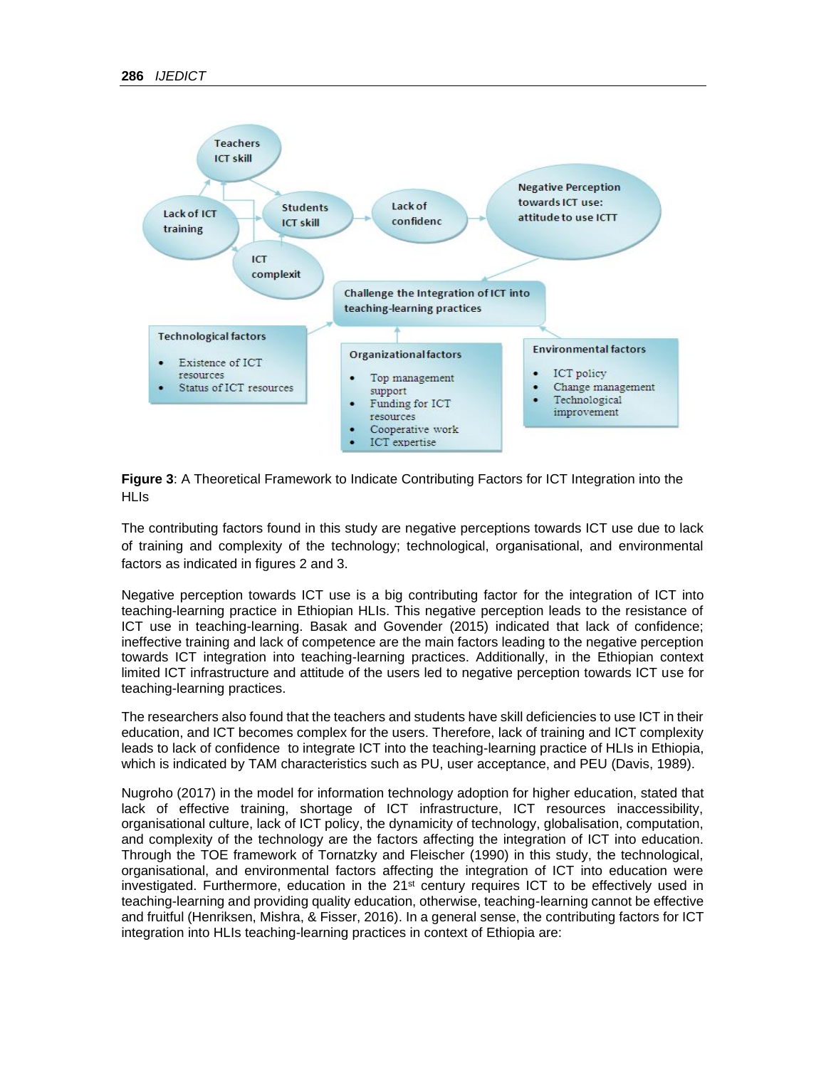**Figure 3**: A Theoretical Framework to Indicate Contributing Factors for ICT Integration into the HLIs

The contributing factors found in this study are negative perceptions towards ICT use due to lack of training and complexity of the technology; technological, organisational, and environmental factors as indicated in figures 2 and 3.

Negative perception towards ICT use is a big contributing factor for the integration of ICT into teaching-learning practice in Ethiopian HLIs. This negative perception leads to the resistance of ICT use in teaching-learning. Basak and Govender (2015) indicated that lack of confidence; ineffective training and lack of competence are the main factors leading to the negative perception towards ICT integration into teaching-learning practices. Additionally, in the Ethiopian context limited ICT infrastructure and attitude of the users led to negative perception towards ICT use for teaching-learning practices.

The researchers also found that the teachers and students have skill deficiencies to use ICT in their education, and ICT becomes complex for the users. Therefore, lack of training and ICT complexity leads to lack of confidence to integrate ICT into the teaching-learning practice of HLIs in Ethiopia, which is indicated by TAM characteristics such as PU, user acceptance, and PEU (Davis, 1989).

Nugroho (2017) in the model for information technology adoption for higher education, stated that lack of effective training, shortage of ICT infrastructure, ICT resources inaccessibility, organisational culture, lack of ICT policy, the dynamicity of technology, globalisation, computation, and complexity of the technology are the factors affecting the integration of ICT into education. Through the TOE framework of Tornatzky and Fleischer (1990) in this study, the technological, organisational, and environmental factors affecting the integration of ICT into education were investigated. Furthermore, education in the 21st century requires ICT to be effectively used in teaching-learning and providing quality education, otherwise, teaching-learning cannot be effective and fruitful (Henriksen, Mishra, & Fisser, 2016). In a general sense, the contributing factors for ICT integration into HLIs teaching-learning practices in context of Ethiopia are: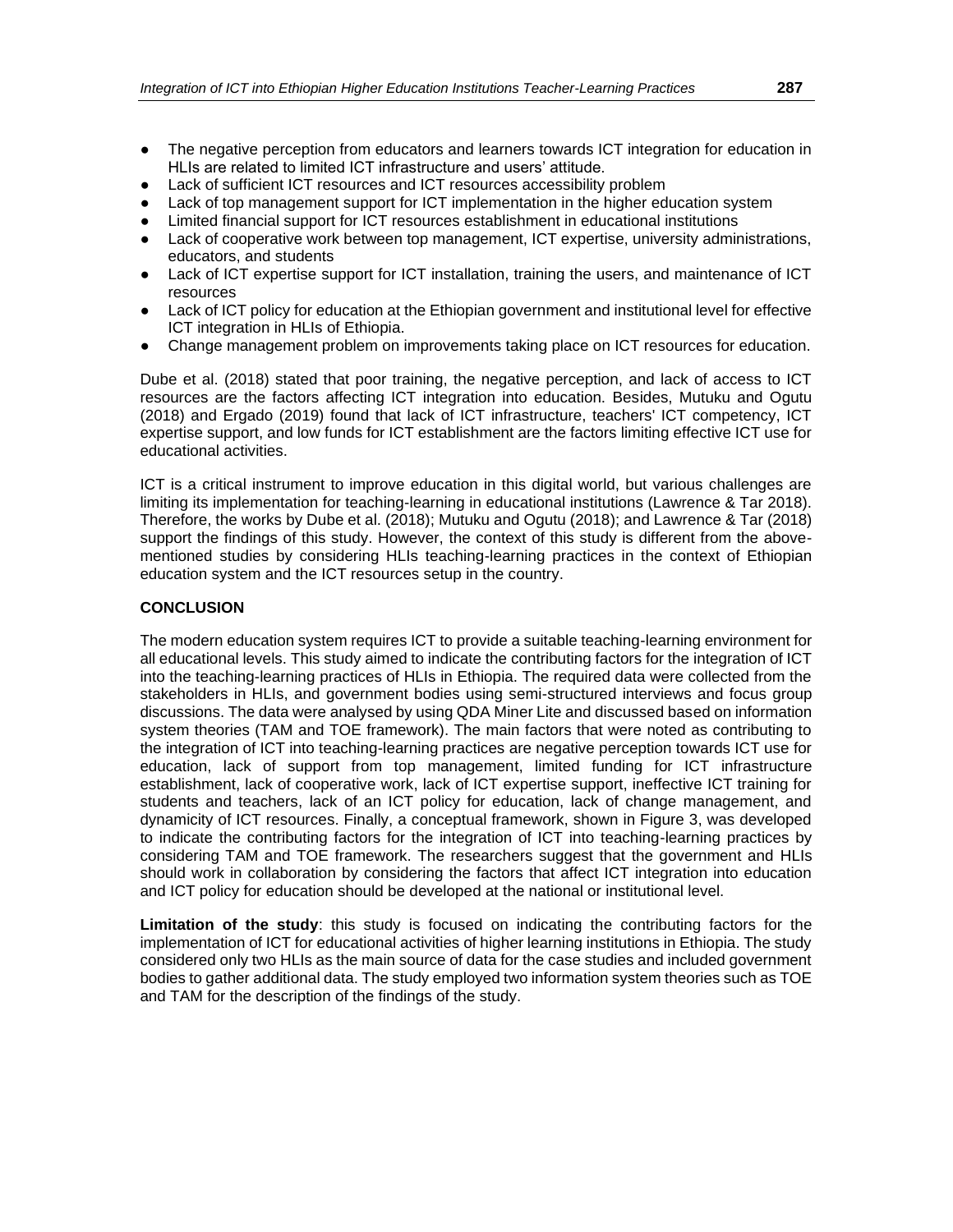- The negative perception from educators and learners towards ICT integration for education in HLIs are related to limited ICT infrastructure and users' attitude.
- Lack of sufficient ICT resources and ICT resources accessibility problem
- Lack of top management support for ICT implementation in the higher education system
- Limited financial support for ICT resources establishment in educational institutions
- Lack of cooperative work between top management, ICT expertise, university administrations, educators, and students
- Lack of ICT expertise support for ICT installation, training the users, and maintenance of ICT resources
- Lack of ICT policy for education at the Ethiopian government and institutional level for effective ICT integration in HLIs of Ethiopia.
- Change management problem on improvements taking place on ICT resources for education.

Dube et al. (2018) stated that poor training, the negative perception, and lack of access to ICT resources are the factors affecting ICT integration into education. Besides, Mutuku and Ogutu (2018) and Ergado (2019) found that lack of ICT infrastructure, teachers' ICT competency, ICT expertise support, and low funds for ICT establishment are the factors limiting effective ICT use for educational activities.

ICT is a critical instrument to improve education in this digital world, but various challenges are limiting its implementation for teaching-learning in educational institutions (Lawrence & Tar 2018). Therefore, the works by Dube et al. (2018); Mutuku and Ogutu (2018); and Lawrence & Tar (2018) support the findings of this study. However, the context of this study is different from the above-mentioned studies by considering HLIs teaching-learning practices in the context of Ethiopian education system and the ICT resources setup in the country.

## CONCLUSION

The modern education system requires ICT to provide a suitable teaching-learning environment for all educational levels. This study aimed to indicate the contributing factors for the integration of ICT into the teaching-learning practices of HLIs in Ethiopia. The required data were collected from the stakeholders in HLIs, and government bodies using semi-structured interviews and focus group discussions. The data were analysed by using QDA Miner Lite and discussed based on information system theories (TAM and TOE framework). The main factors that were noted as contributing to the integration of ICT into teaching-learning practices are negative perception towards ICT use for education, lack of support from top management, limited funding for ICT infrastructure establishment, lack of cooperative work, lack of ICT expertise support, ineffective ICT training for students and teachers, lack of an ICT policy for education, lack of change management, and dynamicity of ICT resources. Finally, a conceptual framework, shown in Figure 3, was developed to indicate the contributing factors for the integration of ICT into teaching-learning practices by considering TAM and TOE framework. The researchers suggest that the government and HLIs should work in collaboration by considering the factors that affect ICT integration into education and ICT policy for education should be developed at the national or institutional level.

**Limitation of the study**: this study is focused on indicating the contributing factors for the implementation of ICT for educational activities of higher learning institutions in Ethiopia. The study considered only two HLIs as the main source of data for the case studies and included government bodies to gather additional data. The study employed two information system theories such as TOE and TAM for the description of the findings of the study.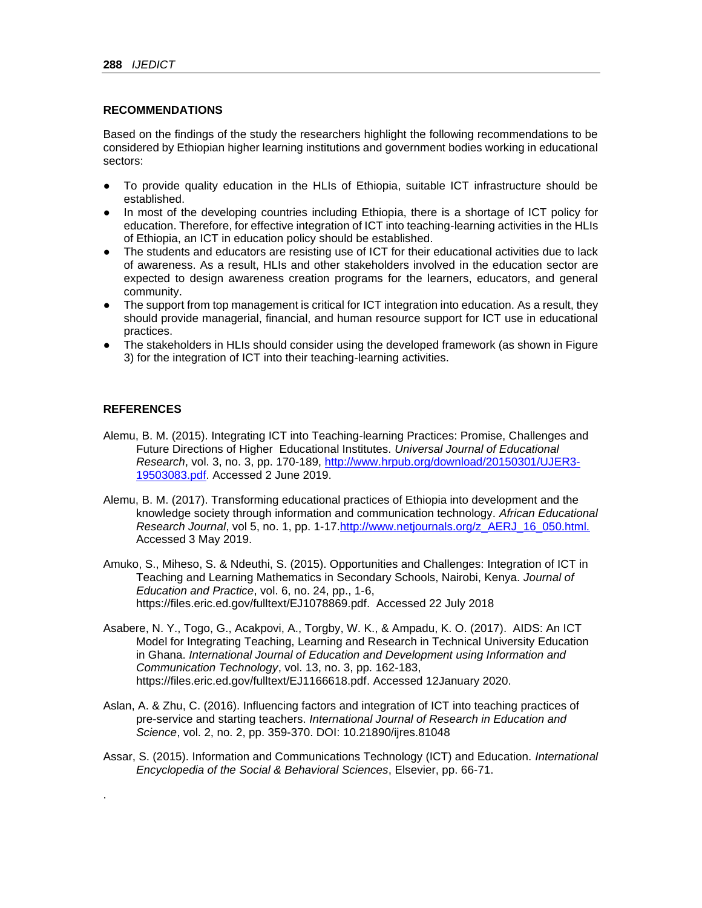## RECOMMENDATIONS

Based on the findings of the study the researchers highlight the following recommendations to be considered by Ethiopian higher learning institutions and government bodies working in educational sectors:

- To provide quality education in the HLIs of Ethiopia, suitable ICT infrastructure should be established.
- In most of the developing countries including Ethiopia, there is a shortage of ICT policy for education. Therefore, for effective integration of ICT into teaching-learning activities in the HLIs of Ethiopia, an ICT in education policy should be established.
- The students and educators are resisting use of ICT for their educational activities due to lack of awareness. As a result, HLIs and other stakeholders involved in the education sector are expected to design awareness creation programs for the learners, educators, and general community.
- The support from top management is critical for ICT integration into education. As a result, they should provide managerial, financial, and human resource support for ICT use in educational practices.
- The stakeholders in HLIs should consider using the developed framework (as shown in Figure 3) for the integration of ICT into their teaching-learning activities.

## REFERENCES

Alemu, B. M. (2015). Integrating ICT into Teaching-learning Practices: Promise, Challenges and Future Directions of Higher Educational Institutes. *Universal Journal of Educational Research*, vol. 3, no. 3, pp. 170-189, http://www.hrpub.org/download/20150301/UJER3-19503083.pdf. Accessed 2 June 2019.

Alemu, B. M. (2017). Transforming educational practices of Ethiopia into development and the knowledge society through information and communication technology. *African Educational Research Journal*, vol 5, no. 1, pp. 1-17.http://www.netjournals.org/z_AERJ_16_050.html. Accessed 3 May 2019.

Amuko, S., Miheso, S. & Ndeuthi, S. (2015). Opportunities and Challenges: Integration of ICT in Teaching and Learning Mathematics in Secondary Schools, Nairobi, Kenya. *Journal of Education and Practice*, vol. 6, no. 24, pp., 1-6, https://files.eric.ed.gov/fulltext/EJ1078869.pdf. Accessed 22 July 2018

Asabere, N. Y., Togo, G., Acakpovi, A., Torgby, W. K., & Ampadu, K. O. (2017). AIDS: An ICT Model for Integrating Teaching, Learning and Research in Technical University Education in Ghana. *International Journal of Education and Development using Information and Communication Technology*, vol. 13, no. 3, pp. 162-183, https://files.eric.ed.gov/fulltext/EJ1166618.pdf. Accessed 12January 2020.

Aslan, A. & Zhu, C. (2016). Influencing factors and integration of ICT into teaching practices of pre-service and starting teachers. *International Journal of Research in Education and Science*, vol. 2, no. 2, pp. 359-370. DOI: 10.21890/ijres.81048

Assar, S. (2015). Information and Communications Technology (ICT) and Education. *International Encyclopedia of the Social & Behavioral Sciences*, Elsevier, pp. 66-71.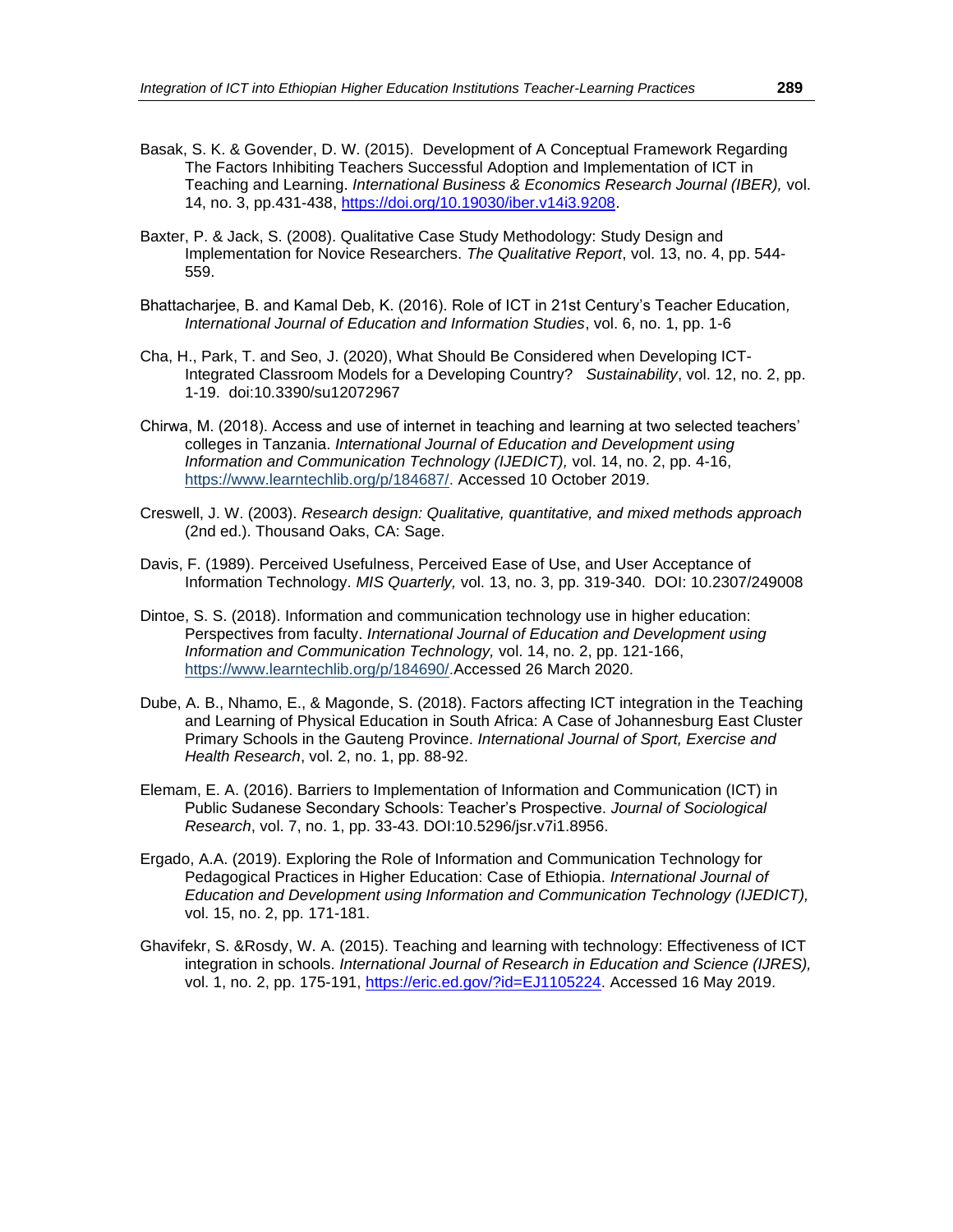Basak, S. K. & Govender, D. W. (2015). Development of A Conceptual Framework Regarding The Factors Inhibiting Teachers Successful Adoption and Implementation of ICT in Teaching and Learning. *International Business & Economics Research Journal (IBER),* vol. 14, no. 3, pp.431-438, https://doi.org/10.19030/iber.v14i3.9208.

Baxter, P. & Jack, S. (2008). Qualitative Case Study Methodology: Study Design and Implementation for Novice Researchers. *The Qualitative Report*, vol. 13, no. 4, pp. 544-559.

Bhattacharjee, B. and Kamal Deb, K. (2016). Role of ICT in 21st Century's Teacher Education*, International Journal of Education and Information Studies*, vol. 6, no. 1, pp. 1-6

Cha, H., Park, T. and Seo, J. (2020), What Should Be Considered when Developing ICT-Integrated Classroom Models for a Developing Country? *Sustainability*, vol. 12, no. 2, pp. 1-19. doi:10.3390/su12072967

Chirwa, M. (2018). Access and use of internet in teaching and learning at two selected teachers' colleges in Tanzania. *International Journal of Education and Development using Information and Communication Technology (IJEDICT),* vol. 14, no. 2, pp. 4-16, https://www.learntechlib.org/p/184687/. Accessed 10 October 2019.

Creswell, J. W. (2003). *Research design: Qualitative, quantitative, and mixed methods approach* (2nd ed.). Thousand Oaks, CA: Sage.

Davis, F. (1989). Perceived Usefulness, Perceived Ease of Use, and User Acceptance of Information Technology. *MIS Quarterly,* vol. 13, no. 3, pp. 319-340. DOI: 10.2307/249008

Dintoe, S. S. (2018). Information and communication technology use in higher education: Perspectives from faculty. *International Journal of Education and Development using Information and Communication Technology,* vol. 14, no. 2, pp. 121-166, https://www.learntechlib.org/p/184690/.Accessed 26 March 2020.

Dube, A. B., Nhamo, E., & Magonde, S. (2018). Factors affecting ICT integration in the Teaching and Learning of Physical Education in South Africa: A Case of Johannesburg East Cluster Primary Schools in the Gauteng Province. *International Journal of Sport, Exercise and Health Research*, vol. 2, no. 1, pp. 88-92.

Elemam, E. A. (2016). Barriers to Implementation of Information and Communication (ICT) in Public Sudanese Secondary Schools: Teacher's Prospective. *Journal of Sociological Research*, vol. 7, no. 1, pp. 33-43. DOI:10.5296/jsr.v7i1.8956.

Ergado, A.A. (2019). Exploring the Role of Information and Communication Technology for Pedagogical Practices in Higher Education: Case of Ethiopia. *International Journal of Education and Development using Information and Communication Technology (IJEDICT),* vol. 15, no. 2, pp. 171-181.

Ghavifekr, S. &Rosdy, W. A. (2015). Teaching and learning with technology: Effectiveness of ICT integration in schools. *International Journal of Research in Education and Science (IJRES),* vol. 1, no. 2, pp. 175-191, https://eric.ed.gov/?id=EJ1105224. Accessed 16 May 2019.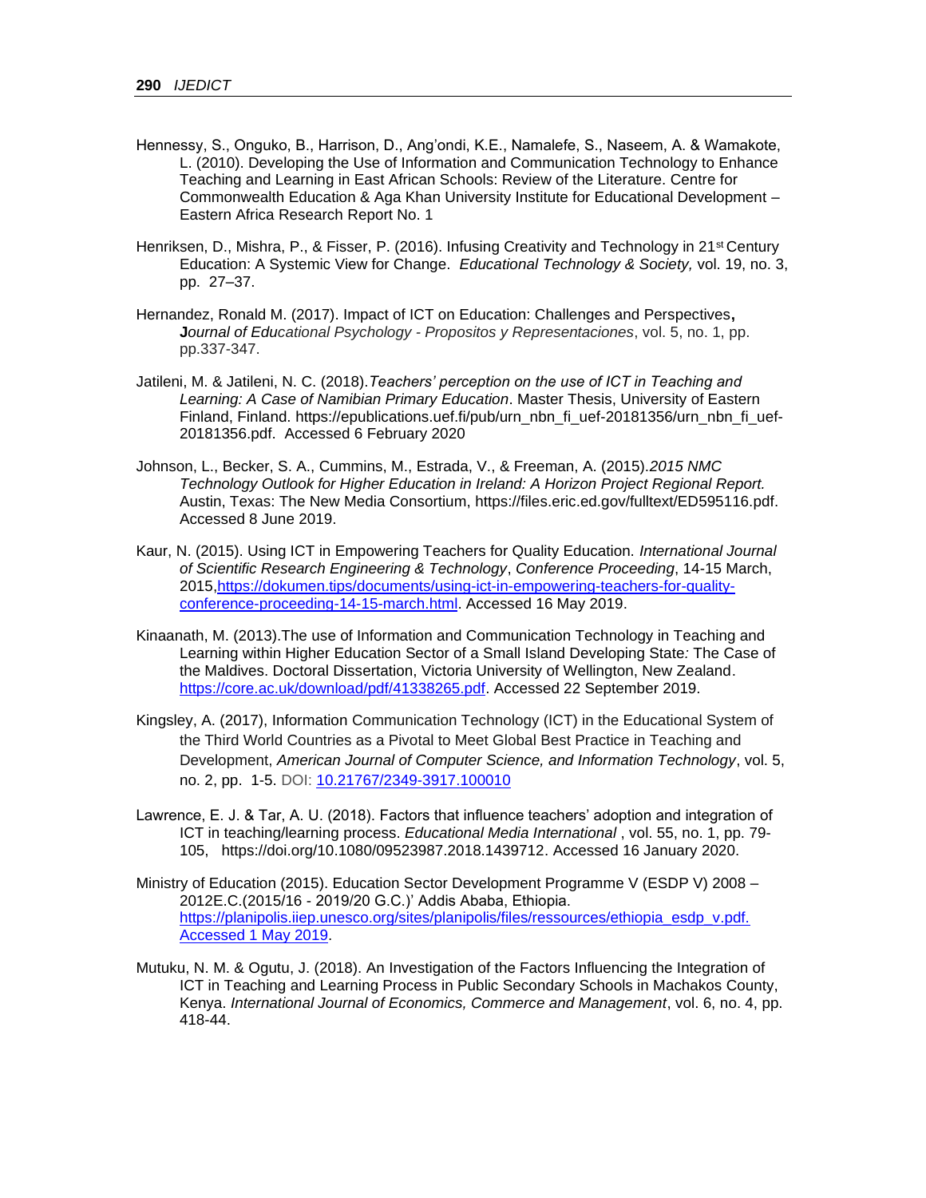Hennessy, S., Onguko, B., Harrison, D., Ang'ondi, K.E., Namalefe, S., Naseem, A. & Wamakote, L. (2010). Developing the Use of Information and Communication Technology to Enhance Teaching and Learning in East African Schools: Review of the Literature. Centre for Commonwealth Education & Aga Khan University Institute for Educational Development – Eastern Africa Research Report No. 1

Henriksen, D., Mishra, P., & Fisser, P. (2016). Infusing Creativity and Technology in 21st Century Education: A Systemic View for Change. *Educational Technology & Society,* vol. 19, no. 3, pp. 27–37.

Hernandez, Ronald M. (2017). Impact of ICT on Education: Challenges and Perspectives**, J***ournal of Educational Psychology - Propositos y Representaciones*, vol. 5, no. 1, pp. pp.337-347.

Jatileni, M. & Jatileni, N. C. (2018).*Teachers' perception on the use of ICT in Teaching and Learning: A Case of Namibian Primary Education*. Master Thesis, University of Eastern Finland, Finland. https://epublications.uef.fi/pub/urn_nbn_fi_uef-20181356/urn_nbn_fi_uef-20181356.pdf. Accessed 6 February 2020

Johnson, L., Becker, S. A., Cummins, M., Estrada, V., & Freeman, A. (2015).*2015 NMC Technology Outlook for Higher Education in Ireland: A Horizon Project Regional Report.* Austin, Texas: The New Media Consortium, https://files.eric.ed.gov/fulltext/ED595116.pdf. Accessed 8 June 2019.

Kaur, N. (2015). Using ICT in Empowering Teachers for Quality Education. *International Journal of Scientific Research Engineering & Technology*, *Conference Proceeding*, 14-15 March, 2015,https://dokumen.tips/documents/using-ict-in-empowering-teachers-for-quality-conference-proceeding-14-15-march.html. Accessed 16 May 2019.

Kinaanath, M. (2013).The use of Information and Communication Technology in Teaching and Learning within Higher Education Sector of a Small Island Developing State*:* The Case of the Maldives. Doctoral Dissertation, Victoria University of Wellington, New Zealand. https://core.ac.uk/download/pdf/41338265.pdf. Accessed 22 September 2019.

Kingsley, A. (2017), Information Communication Technology (ICT) in the Educational System of the Third World Countries as a Pivotal to Meet Global Best Practice in Teaching and Development, *American Journal of Computer Science, and Information Technology*, vol. 5, no. 2, pp. 1-5. DOI: 10.21767/2349-3917.100010

Lawrence, E. J. & Tar, A. U. (2018). Factors that influence teachers' adoption and integration of ICT in teaching/learning process. *Educational Media International* , vol. 55, no. 1, pp. 79-105, https://doi.org/10.1080/09523987.2018.1439712. Accessed 16 January 2020.

Ministry of Education (2015). Education Sector Development Programme V (ESDP V) 2008 – 2012E.C.(2015/16 - 2019/20 G.C.)' Addis Ababa, Ethiopia. https://planipolis.iiep.unesco.org/sites/planipolis/files/ressources/ethiopia_esdp_v.pdf. Accessed 1 May 2019.

Mutuku, N. M. & Ogutu, J. (2018). An Investigation of the Factors Influencing the Integration of ICT in Teaching and Learning Process in Public Secondary Schools in Machakos County, Kenya. *International Journal of Economics, Commerce and Management*, vol. 6, no. 4, pp. 418-44.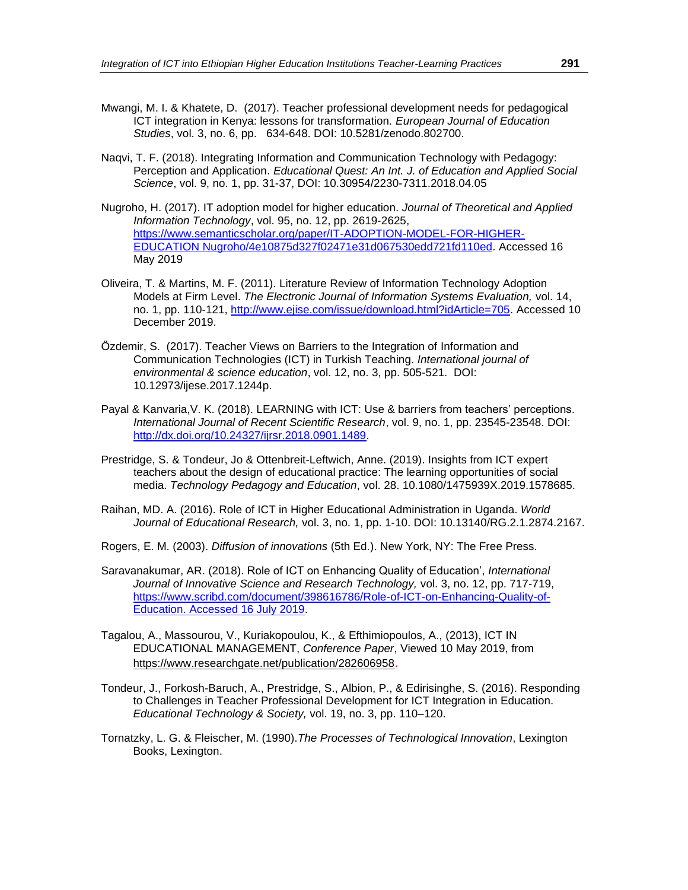Mwangi, M. I. & Khatete, D. (2017). Teacher professional development needs for pedagogical ICT integration in Kenya: lessons for transformation. *European Journal of Education Studies*, vol. 3, no. 6, pp. 634-648. DOI: 10.5281/zenodo.802700.

Naqvi, T. F. (2018). Integrating Information and Communication Technology with Pedagogy: Perception and Application. *Educational Quest: An Int. J. of Education and Applied Social Science*, vol. 9, no. 1, pp. 31-37, DOI: 10.30954/2230-7311.2018.04.05

Nugroho, H. (2017). IT adoption model for higher education. *Journal of Theoretical and Applied Information Technology*, vol. 95, no. 12, pp. 2619-2625, https://www.semanticscholar.org/paper/IT-ADOPTION-MODEL-FOR-HIGHER-EDUCATION Nugroho/4e10875d327f02471e31d067530edd721fd110ed. Accessed 16 May 2019

Oliveira, T. & Martins, M. F. (2011). Literature Review of Information Technology Adoption Models at Firm Level. *The Electronic Journal of Information Systems Evaluation,* vol. 14, no. 1, pp. 110-121, http://www.ejise.com/issue/download.html?idArticle=705. Accessed 10 December 2019.

Özdemir, S. (2017). Teacher Views on Barriers to the Integration of Information and Communication Technologies (ICT) in Turkish Teaching. *International journal of environmental & science education*, vol. 12, no. 3, pp. 505-521. DOI: 10.12973/ijese.2017.1244p.

Payal & Kanvaria,V. K. (2018). LEARNING with ICT: Use & barriers from teachers' perceptions. *International Journal of Recent Scientific Research*, vol. 9, no. 1, pp. 23545-23548. DOI: http://dx.doi.org/10.24327/ijrsr.2018.0901.1489.

Prestridge, S. & Tondeur, Jo & Ottenbreit-Leftwich, Anne. (2019). Insights from ICT expert teachers about the design of educational practice: The learning opportunities of social media. *Technology Pedagogy and Education*, vol. 28. 10.1080/1475939X.2019.1578685.

Raihan, MD. A. (2016). Role of ICT in Higher Educational Administration in Uganda. *World Journal of Educational Research,* vol. 3, no. 1, pp. 1-10. DOI: 10.13140/RG.2.1.2874.2167.

Rogers, E. M. (2003). *Diffusion of innovations* (5th Ed.). New York, NY: The Free Press.

Saravanakumar, AR. (2018). Role of ICT on Enhancing Quality of Education', *International Journal of Innovative Science and Research Technology,* vol. 3, no. 12, pp. 717-719, https://www.scribd.com/document/398616786/Role-of-ICT-on-Enhancing-Quality-of-Education. Accessed 16 July 2019.

Tagalou, A., Massourou, V., Kuriakopoulou, K., & Efthimiopoulos, A., (2013), ICT IN EDUCATIONAL MANAGEMENT, *Conference Paper*, Viewed 10 May 2019, from https://www.researchgate.net/publication/282606958.

Tondeur, J., Forkosh-Baruch, A., Prestridge, S., Albion, P., & Edirisinghe, S. (2016). Responding to Challenges in Teacher Professional Development for ICT Integration in Education. *Educational Technology & Society,* vol. 19, no. 3, pp. 110–120.

Tornatzky, L. G. & Fleischer, M. (1990).*The Processes of Technological Innovation*, Lexington Books, Lexington.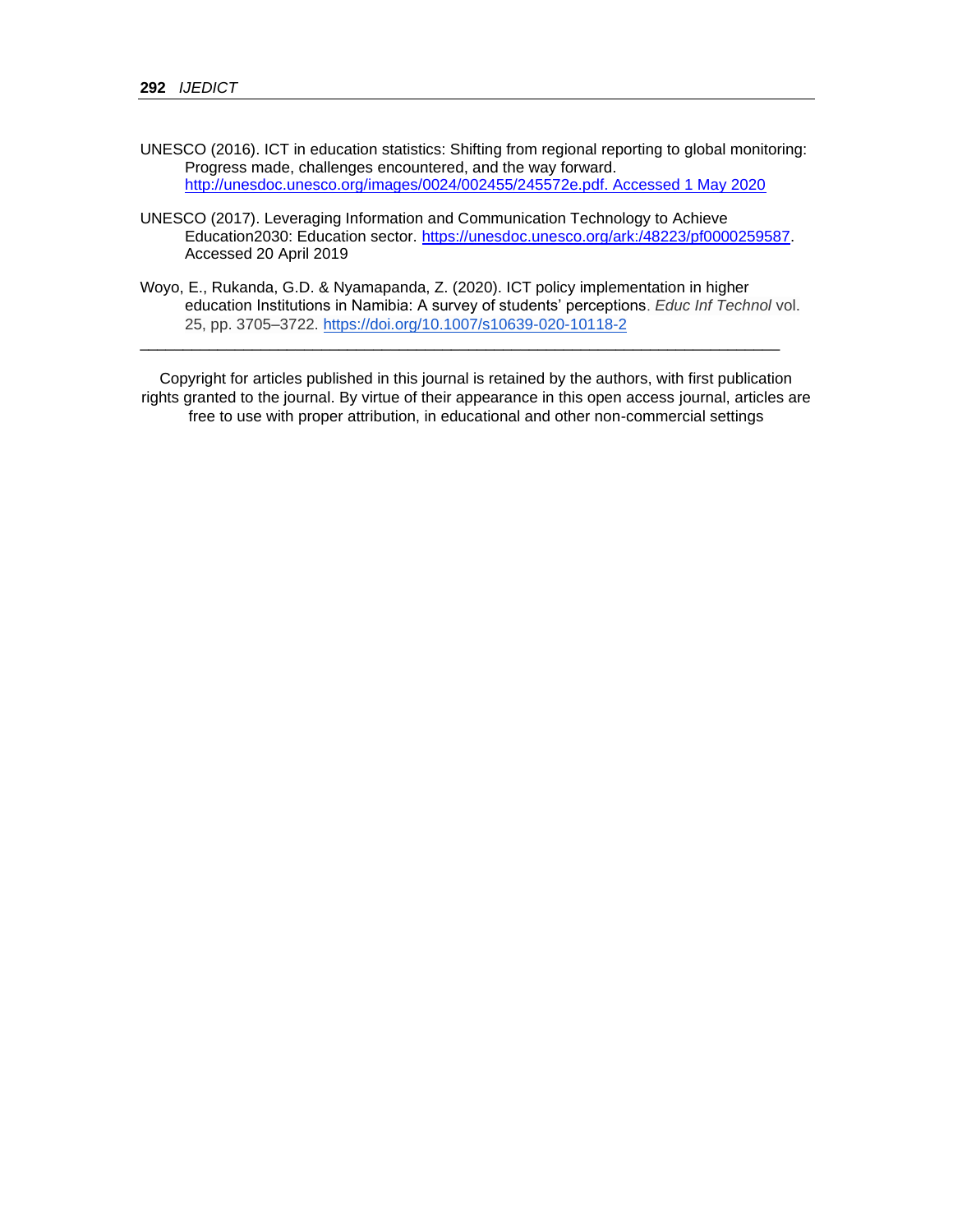UNESCO (2016). ICT in education statistics: Shifting from regional reporting to global monitoring: Progress made, challenges encountered, and the way forward. http://unesdoc.unesco.org/images/0024/002455/245572e.pdf. Accessed 1 May 2020

UNESCO (2017). Leveraging Information and Communication Technology to Achieve Education2030: Education sector. https://unesdoc.unesco.org/ark:/48223/pf0000259587. Accessed 20 April 2019

Woyo, E., Rukanda, G.D. & Nyamapanda, Z. (2020). ICT policy implementation in higher education Institutions in Namibia: A survey of students' perceptions. *Educ Inf Technol* vol. 25, pp. 3705–3722. https://doi.org/10.1007/s10639-020-10118-2

---

Copyright for articles published in this journal is retained by the authors, with first publication rights granted to the journal. By virtue of their appearance in this open access journal, articles are free to use with proper attribution, in educational and other non-commercial settings